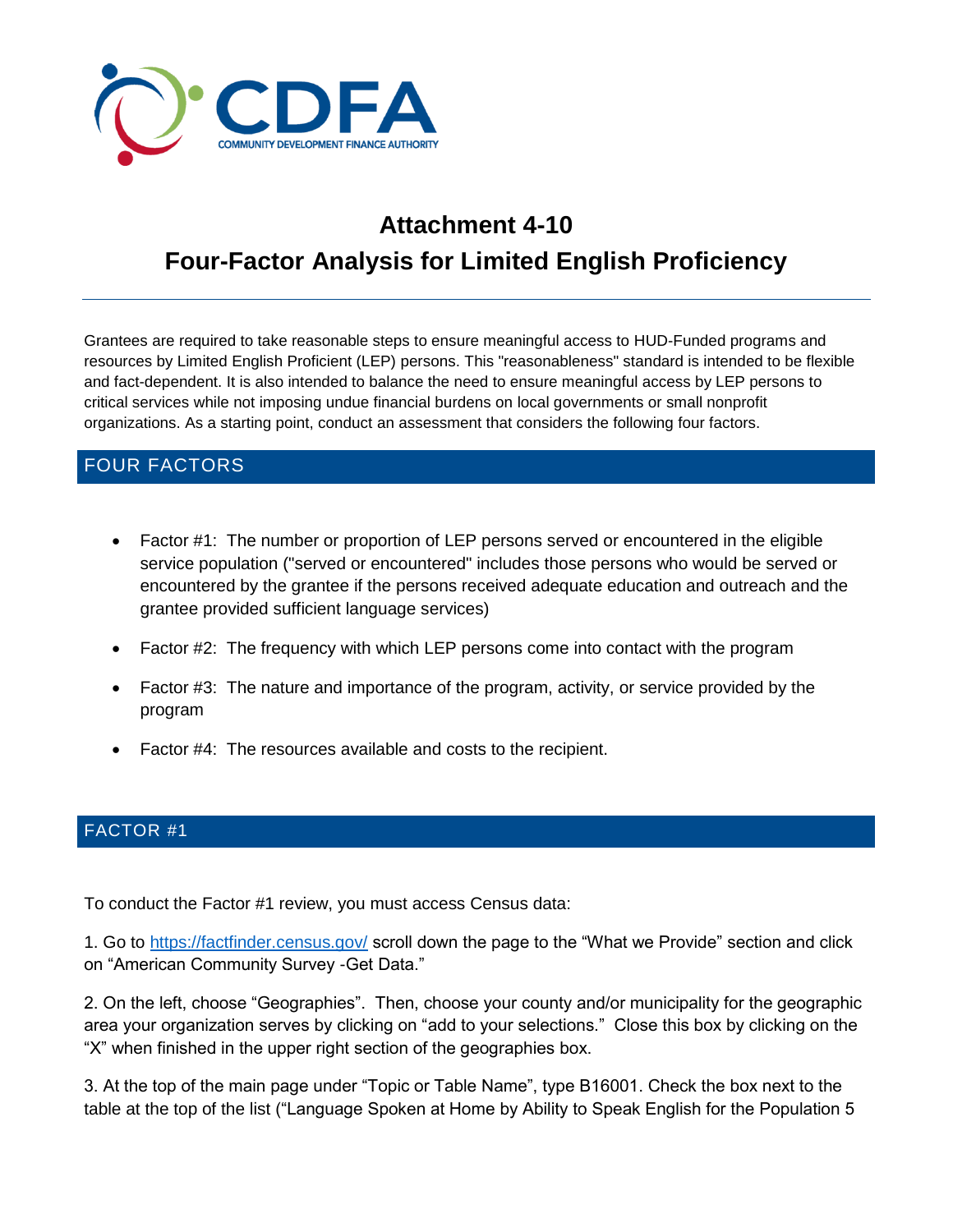CDFA
COMMUNITY DEVELOPMENT FINANCE AUTHORITY

# Attachment 4-10

# Four-Factor Analysis for Limited English Proficiency

Grantees are required to take reasonable steps to ensure meaningful access to HUD-Funded programs and resources by Limited English Proficient (LEP) persons. This "reasonableness" standard is intended to be flexible and fact-dependent. It is also intended to balance the need to ensure meaningful access by LEP persons to critical services while not imposing undue financial burdens on local governments or small nonprofit organizations. As a starting point, conduct an assessment that considers the following four factors.

## FOUR FACTORS

- Factor #1: The number or proportion of LEP persons served or encountered in the eligible service population ("served or encountered" includes those persons who would be served or encountered by the grantee if the persons received adequate education and outreach and the grantee provided sufficient language services)
- Factor #2: The frequency with which LEP persons come into contact with the program
- Factor #3: The nature and importance of the program, activity, or service provided by the program
- Factor #4: The resources available and costs to the recipient.

## FACTOR #1

To conduct the Factor #1 review, you must access Census data:

1. Go to https://factfinder.census.gov/ scroll down the page to the "What we Provide" section and click on "American Community Survey -Get Data."

2. On the left, choose "Geographies". Then, choose your county and/or municipality for the geographic area your organization serves by clicking on "add to your selections." Close this box by clicking on the "X" when finished in the upper right section of the geographies box.

3. At the top of the main page under "Topic or Table Name", type B16001. Check the box next to the table at the top of the list ("Language Spoken at Home by Ability to Speak English for the Population 5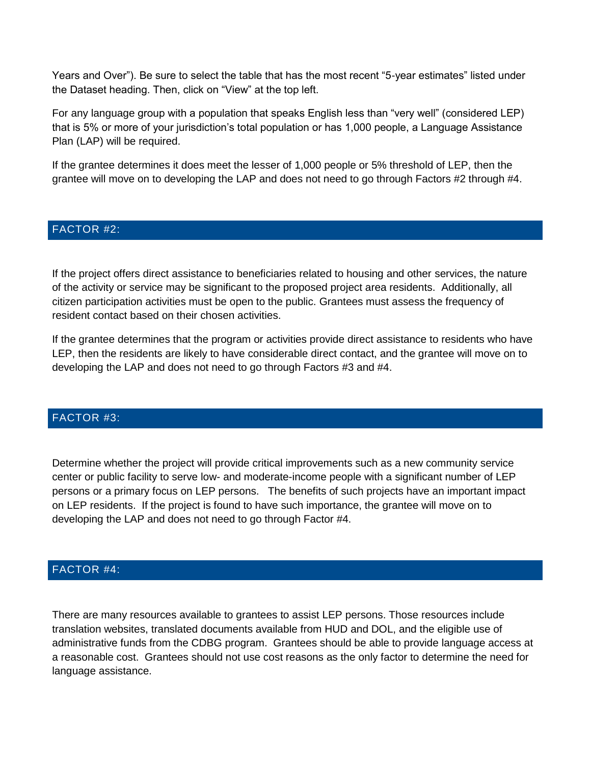Years and Over"). Be sure to select the table that has the most recent "5-year estimates" listed under the Dataset heading. Then, click on "View" at the top left.

For any language group with a population that speaks English less than "very well" (considered LEP) that is 5% or more of your jurisdiction's total population or has 1,000 people, a Language Assistance Plan (LAP) will be required.

If the grantee determines it does meet the lesser of 1,000 people or 5% threshold of LEP, then the grantee will move on to developing the LAP and does not need to go through Factors #2 through #4.

## FACTOR #2:

If the project offers direct assistance to beneficiaries related to housing and other services, the nature of the activity or service may be significant to the proposed project area residents. Additionally, all citizen participation activities must be open to the public. Grantees must assess the frequency of resident contact based on their chosen activities.

If the grantee determines that the program or activities provide direct assistance to residents who have LEP, then the residents are likely to have considerable direct contact, and the grantee will move on to developing the LAP and does not need to go through Factors #3 and #4.

## FACTOR #3:

Determine whether the project will provide critical improvements such as a new community service center or public facility to serve low- and moderate-income people with a significant number of LEP persons or a primary focus on LEP persons. The benefits of such projects have an important impact on LEP residents. If the project is found to have such importance, the grantee will move on to developing the LAP and does not need to go through Factor #4.

## FACTOR #4:

There are many resources available to grantees to assist LEP persons. Those resources include translation websites, translated documents available from HUD and DOL, and the eligible use of administrative funds from the CDBG program. Grantees should be able to provide language access at a reasonable cost. Grantees should not use cost reasons as the only factor to determine the need for language assistance.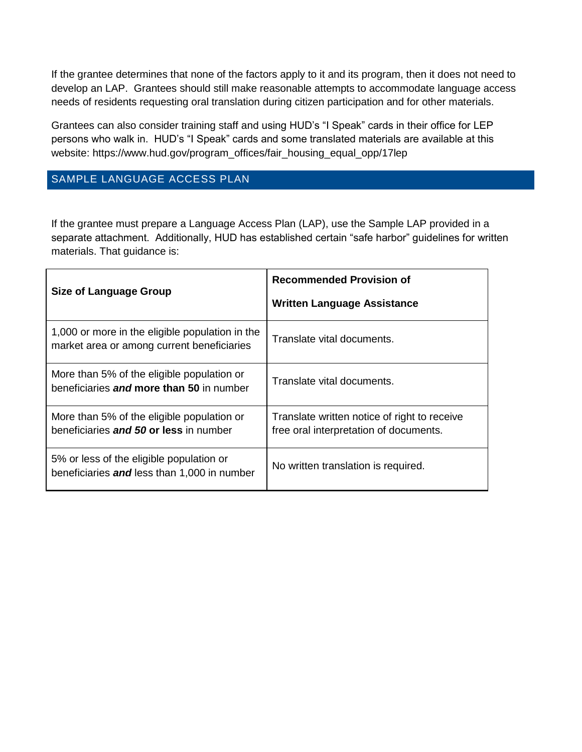If the grantee determines that none of the factors apply to it and its program, then it does not need to develop an LAP. Grantees should still make reasonable attempts to accommodate language access needs of residents requesting oral translation during citizen participation and for other materials.

Grantees can also consider training staff and using HUD's "I Speak" cards in their office for LEP persons who walk in. HUD's "I Speak" cards and some translated materials are available at this website: https://www.hud.gov/program_offices/fair_housing_equal_opp/17lep

## SAMPLE LANGUAGE ACCESS PLAN

If the grantee must prepare a Language Access Plan (LAP), use the Sample LAP provided in a separate attachment. Additionally, HUD has established certain "safe harbor" guidelines for written materials. That guidance is:

| **Size of Language Group** | **Recommended Provision of Written Language Assistance** |
| --- | --- |
| 1,000 or more in the eligible population in the market area or among current beneficiaries | Translate vital documents. |
| More than 5% of the eligible population or beneficiaries ***and*** **more than 50** in number | Translate vital documents. |
| More than 5% of the eligible population or beneficiaries ***and 50*** **or less** in number | Translate written notice of right to receive free oral interpretation of documents. |
| 5% or less of the eligible population or beneficiaries ***and*** less than 1,000 in number | No written translation is required. |